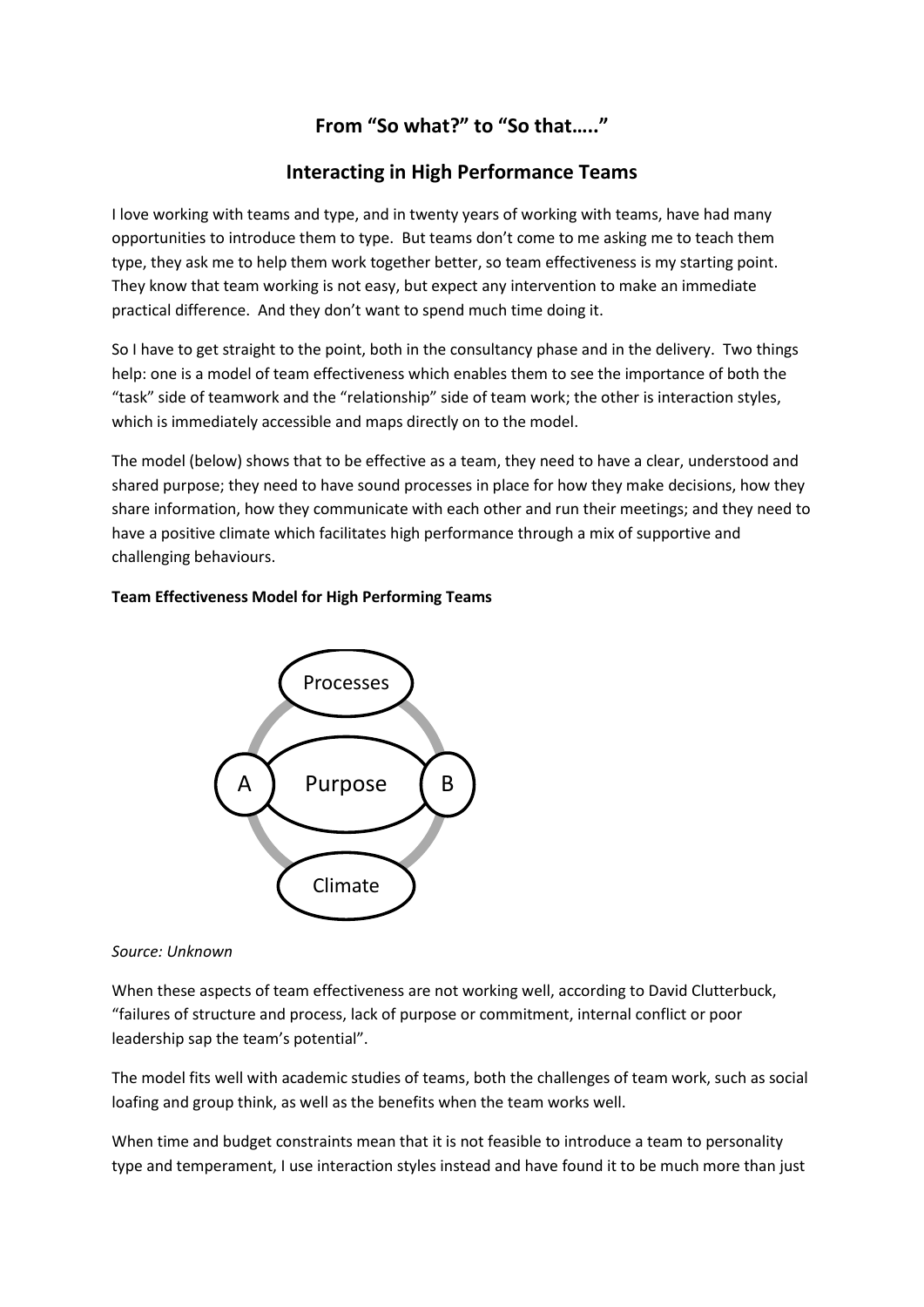## From "So what?" to "So that….."

## Interacting in High Performance Teams

I love working with teams and type, and in twenty years of working with teams, have had many opportunities to introduce them to type. But teams don't come to me asking me to teach them type, they ask me to help them work together better, so team effectiveness is my starting point. They know that team working is not easy, but expect any intervention to make an immediate practical difference. And they don't want to spend much time doing it.

So I have to get straight to the point, both in the consultancy phase and in the delivery. Two things help: one is a model of team effectiveness which enables them to see the importance of both the "task" side of teamwork and the "relationship" side of team work; the other is interaction styles, which is immediately accessible and maps directly on to the model.

The model (below) shows that to be effective as a team, they need to have a clear, understood and shared purpose; they need to have sound processes in place for how they make decisions, how they share information, how they communicate with each other and run their meetings; and they need to have a positive climate which facilitates high performance through a mix of supportive and challenging behaviours.

**Team Effectiveness Model for High Performing Teams**

Processes

A Purpose B

Climate

*Source: Unknown*

When these aspects of team effectiveness are not working well, according to David Clutterbuck, "failures of structure and process, lack of purpose or commitment, internal conflict or poor leadership sap the team's potential".

The model fits well with academic studies of teams, both the challenges of team work, such as social loafing and group think, as well as the benefits when the team works well.

When time and budget constraints mean that it is not feasible to introduce a team to personality type and temperament, I use interaction styles instead and have found it to be much more than just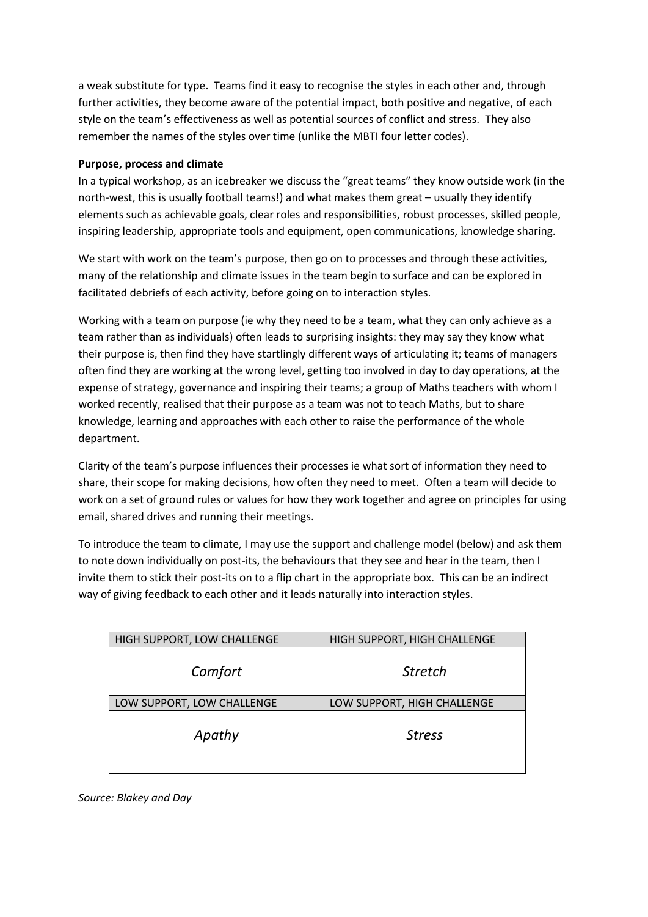a weak substitute for type. Teams find it easy to recognise the styles in each other and, through further activities, they become aware of the potential impact, both positive and negative, of each style on the team's effectiveness as well as potential sources of conflict and stress. They also remember the names of the styles over time (unlike the MBTI four letter codes).

**Purpose, process and climate**

In a typical workshop, as an icebreaker we discuss the "great teams" they know outside work (in the north-west, this is usually football teams!) and what makes them great – usually they identify elements such as achievable goals, clear roles and responsibilities, robust processes, skilled people, inspiring leadership, appropriate tools and equipment, open communications, knowledge sharing.

We start with work on the team's purpose, then go on to processes and through these activities, many of the relationship and climate issues in the team begin to surface and can be explored in facilitated debriefs of each activity, before going on to interaction styles.

Working with a team on purpose (ie why they need to be a team, what they can only achieve as a team rather than as individuals) often leads to surprising insights: they may say they know what their purpose is, then find they have startlingly different ways of articulating it; teams of managers often find they are working at the wrong level, getting too involved in day to day operations, at the expense of strategy, governance and inspiring their teams; a group of Maths teachers with whom I worked recently, realised that their purpose as a team was not to teach Maths, but to share knowledge, learning and approaches with each other to raise the performance of the whole department.

Clarity of the team's purpose influences their processes ie what sort of information they need to share, their scope for making decisions, how often they need to meet. Often a team will decide to work on a set of ground rules or values for how they work together and agree on principles for using email, shared drives and running their meetings.

To introduce the team to climate, I may use the support and challenge model (below) and ask them to note down individually on post-its, the behaviours that they see and hear in the team, then I invite them to stick their post-its on to a flip chart in the appropriate box. This can be an indirect way of giving feedback to each other and it leads naturally into interaction styles.

| HIGH SUPPORT, LOW CHALLENGE | HIGH SUPPORT, HIGH CHALLENGE |
|---|---|
| *Comfort* | *Stretch* |
| LOW SUPPORT, LOW CHALLENGE | LOW SUPPORT, HIGH CHALLENGE |
| *Apathy* | *Stress* |

*Source: Blakey and Day*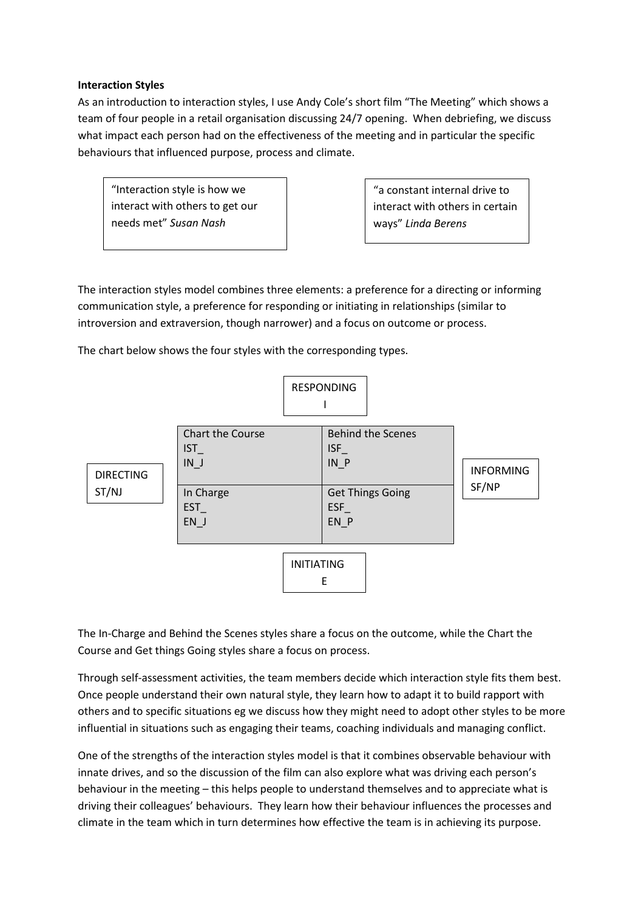**Interaction Styles**

As an introduction to interaction styles, I use Andy Cole's short film "The Meeting" which shows a team of four people in a retail organisation discussing 24/7 opening. When debriefing, we discuss what impact each person had on the effectiveness of the meeting and in particular the specific behaviours that influenced purpose, process and climate.

> "Interaction style is how we interact with others to get our needs met" *Susan Nash*

> "a constant internal drive to interact with others in certain ways" *Linda Berens*

The interaction styles model combines three elements: a preference for a directing or informing communication style, a preference for responding or initiating in relationships (similar to introversion and extraversion, though narrower) and a focus on outcome or process.

The chart below shows the four styles with the corresponding types.

| | RESPONDING I | | |
|---|---|---|---|
| DIRECTING ST/NJ | Chart the Course IST_ IN_J | Behind the Scenes ISF_ IN_P | INFORMING SF/NP |
| | In Charge EST_ EN_J | Get Things Going ESF_ EN_P | |
| | INITIATING E | | |

The In-Charge and Behind the Scenes styles share a focus on the outcome, while the Chart the Course and Get things Going styles share a focus on process.

Through self-assessment activities, the team members decide which interaction style fits them best. Once people understand their own natural style, they learn how to adapt it to build rapport with others and to specific situations eg we discuss how they might need to adopt other styles to be more influential in situations such as engaging their teams, coaching individuals and managing conflict.

One of the strengths of the interaction styles model is that it combines observable behaviour with innate drives, and so the discussion of the film can also explore what was driving each person's behaviour in the meeting – this helps people to understand themselves and to appreciate what is driving their colleagues' behaviours. They learn how their behaviour influences the processes and climate in the team which in turn determines how effective the team is in achieving its purpose.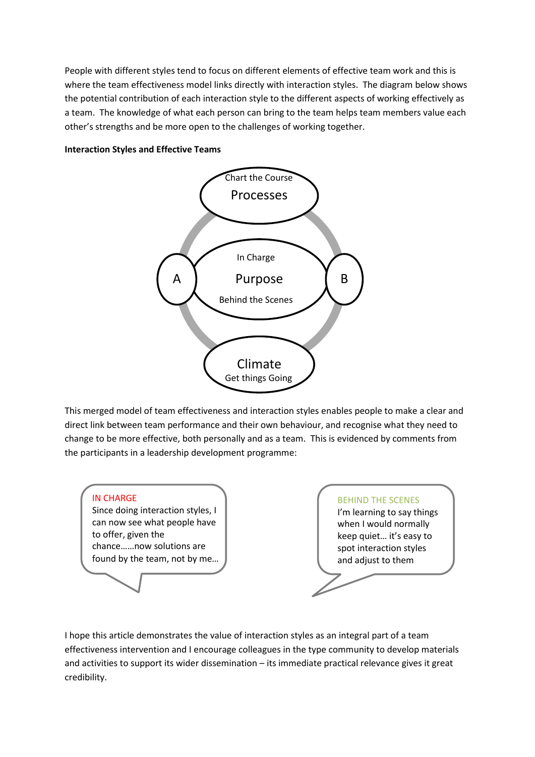People with different styles tend to focus on different elements of effective team work and this is where the team effectiveness model links directly with interaction styles. The diagram below shows the potential contribution of each interaction style to the different aspects of working effectively as a team. The knowledge of what each person can bring to the team helps team members value each other's strengths and be more open to the challenges of working together.

**Interaction Styles and Effective Teams**

Chart the Course
Processes

A

In Charge
Purpose
Behind the Scenes

B

Climate
Get things Going

This merged model of team effectiveness and interaction styles enables people to make a clear and direct link between team performance and their own behaviour, and recognise what they need to change to be more effective, both personally and as a team. This is evidenced by comments from the participants in a leadership development programme:

> IN CHARGE
> Since doing interaction styles, I can now see what people have to offer, given the chance……now solutions are found by the team, not by me…

> BEHIND THE SCENES
> I'm learning to say things when I would normally keep quiet… it's easy to spot interaction styles and adjust to them

I hope this article demonstrates the value of interaction styles as an integral part of a team effectiveness intervention and I encourage colleagues in the type community to develop materials and activities to support its wider dissemination – its immediate practical relevance gives it great credibility.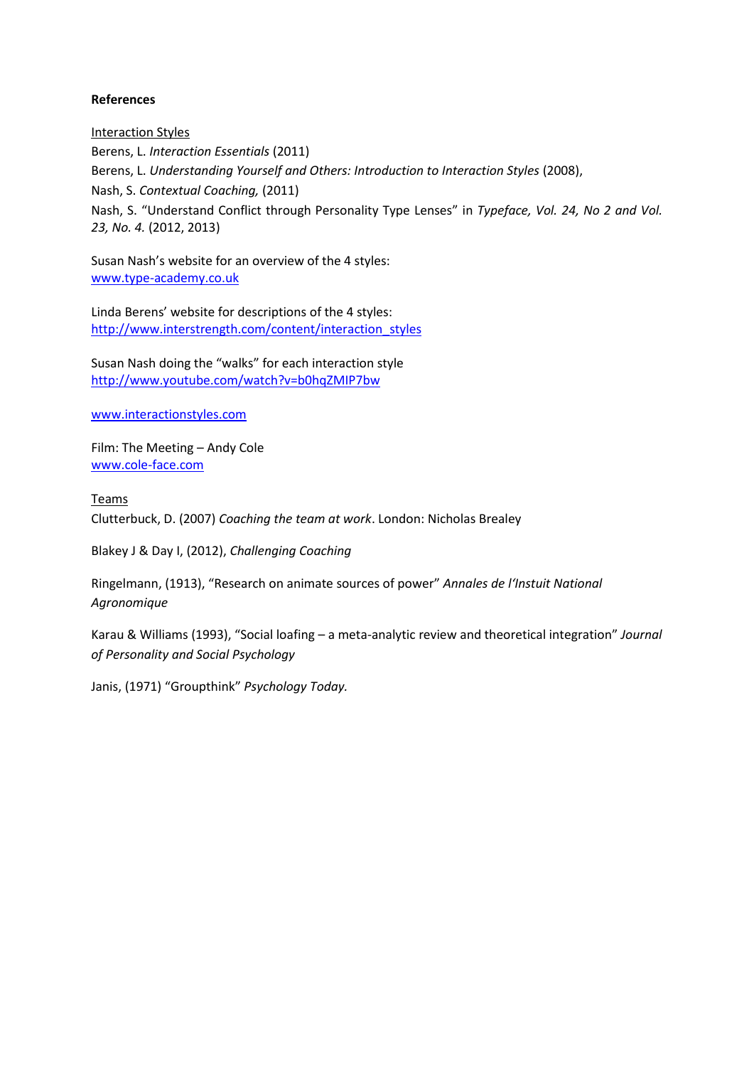**References**

Interaction Styles

Berens, L. *Interaction Essentials* (2011)

Berens, L. *Understanding Yourself and Others: Introduction to Interaction Styles* (2008),

Nash, S. *Contextual Coaching,* (2011)

Nash, S. "Understand Conflict through Personality Type Lenses" in *Typeface, Vol. 24, No 2 and Vol. 23, No. 4.* (2012, 2013)

Susan Nash's website for an overview of the 4 styles:
www.type-academy.co.uk

Linda Berens' website for descriptions of the 4 styles:
http://www.interstrength.com/content/interaction_styles

Susan Nash doing the "walks" for each interaction style
http://www.youtube.com/watch?v=b0hqZMIP7bw

www.interactionstyles.com

Film: The Meeting – Andy Cole
www.cole-face.com

Teams

Clutterbuck, D. (2007) *Coaching the team at work*. London: Nicholas Brealey

Blakey J & Day I, (2012), *Challenging Coaching*

Ringelmann, (1913), "Research on animate sources of power" *Annales de l'Instuit National Agronomique*

Karau & Williams (1993), "Social loafing – a meta-analytic review and theoretical integration" *Journal of Personality and Social Psychology*

Janis, (1971) "Groupthink" *Psychology Today.*